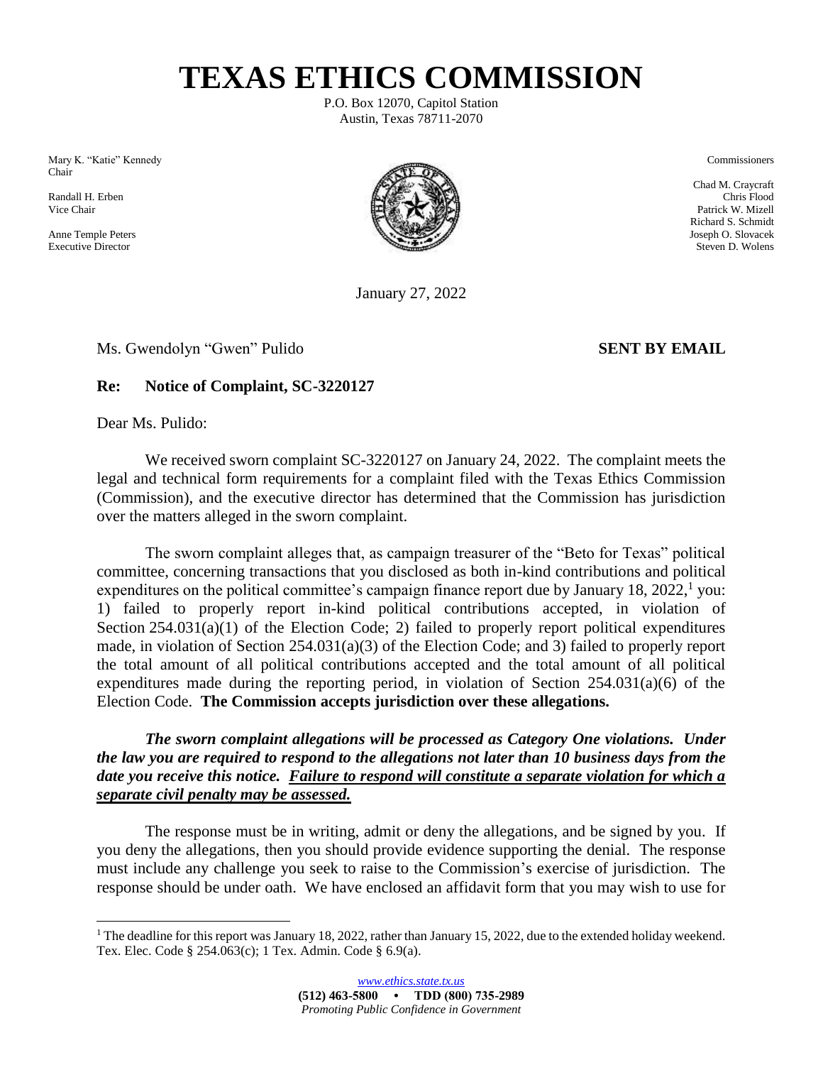# TEXAS ETHICS COMMISSION

P.O. Box 12070, Capitol Station
Austin, Texas 78711-2070

Mary K. "Katie" Kennedy
Chair

Randall H. Erben
Vice Chair

Anne Temple Peters
Executive Director

Commissioners

Chad M. Craycraft
Chris Flood
Patrick W. Mizell
Richard S. Schmidt
Joseph O. Slovacek
Steven D. Wolens

January 27, 2022

Ms. Gwendolyn "Gwen" Pulido **SENT BY EMAIL**

**Re: Notice of Complaint, SC-3220127**

Dear Ms. Pulido:

We received sworn complaint SC-3220127 on January 24, 2022. The complaint meets the legal and technical form requirements for a complaint filed with the Texas Ethics Commission (Commission), and the executive director has determined that the Commission has jurisdiction over the matters alleged in the sworn complaint.

The sworn complaint alleges that, as campaign treasurer of the "Beto for Texas" political committee, concerning transactions that you disclosed as both in-kind contributions and political expenditures on the political committee's campaign finance report due by January 18, 2022,[1] you: 1) failed to properly report in-kind political contributions accepted, in violation of Section 254.031(a)(1) of the Election Code; 2) failed to properly report political expenditures made, in violation of Section 254.031(a)(3) of the Election Code; and 3) failed to properly report the total amount of all political contributions accepted and the total amount of all political expenditures made during the reporting period, in violation of Section 254.031(a)(6) of the Election Code. **The Commission accepts jurisdiction over these allegations.**

***The sworn complaint allegations will be processed as Category One violations. Under the law you are required to respond to the allegations not later than 10 business days from the date you receive this notice. <u>Failure to respond will constitute a separate violation for which a separate civil penalty may be assessed.</u>***

The response must be in writing, admit or deny the allegations, and be signed by you. If you deny the allegations, then you should provide evidence supporting the denial. The response must include any challenge you seek to raise to the Commission's exercise of jurisdiction. The response should be under oath. We have enclosed an affidavit form that you may wish to use for

---

[1] The deadline for this report was January 18, 2022, rather than January 15, 2022, due to the extended holiday weekend. Tex. Elec. Code § 254.063(c); 1 Tex. Admin. Code § 6.9(a).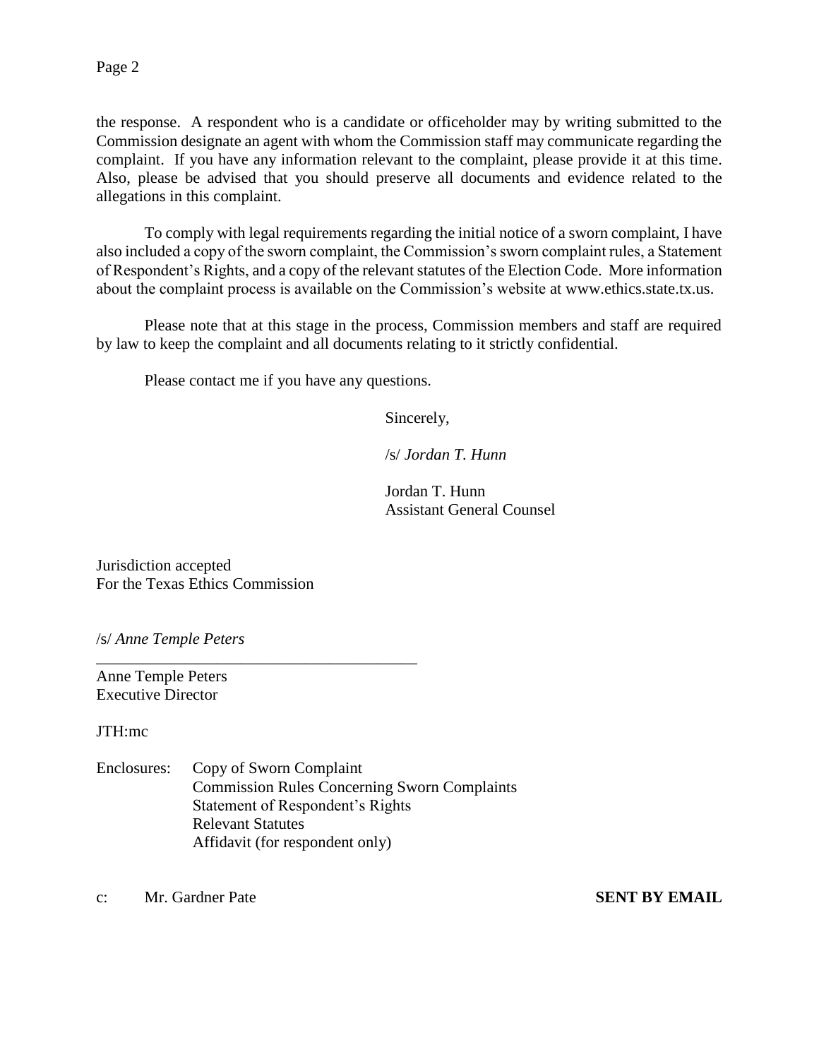the response. A respondent who is a candidate or officeholder may by writing submitted to the Commission designate an agent with whom the Commission staff may communicate regarding the complaint. If you have any information relevant to the complaint, please provide it at this time. Also, please be advised that you should preserve all documents and evidence related to the allegations in this complaint.

To comply with legal requirements regarding the initial notice of a sworn complaint, I have also included a copy of the sworn complaint, the Commission's sworn complaint rules, a Statement of Respondent's Rights, and a copy of the relevant statutes of the Election Code. More information about the complaint process is available on the Commission's website at www.ethics.state.tx.us.

Please note that at this stage in the process, Commission members and staff are required by law to keep the complaint and all documents relating to it strictly confidential.

Please contact me if you have any questions.

Sincerely,

/s/ *Jordan T. Hunn*

Jordan T. Hunn
Assistant General Counsel

Jurisdiction accepted
For the Texas Ethics Commission

/s/ *Anne Temple Peters*

Anne Temple Peters
Executive Director

JTH:mc

Enclosures:
- Copy of Sworn Complaint
- Commission Rules Concerning Sworn Complaints
- Statement of Respondent's Rights
- Relevant Statutes
- Affidavit (for respondent only)

c: Mr. Gardner Pate **SENT BY EMAIL**